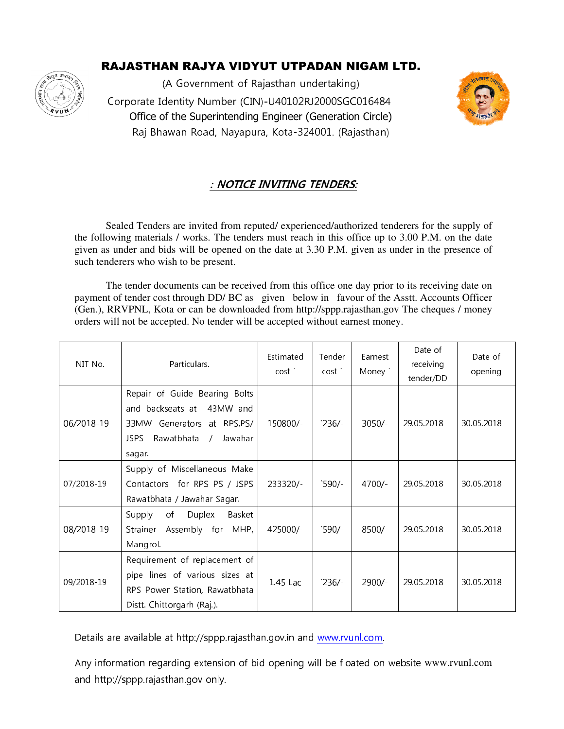# RAJASTHAN RAJYA VIDYUT UTPADAN NIGAM LTD.

(A Government of Rajasthan undertaking)

Corporate Identity Number (CIN)-U40102RJ2000SGC016484

Office of the Superintending Engineer (Generation Circle)

Raj Bhawan Road, Nayapura, Kota-324001. (Rajasthan)

## : NOTICE INVITING TENDERS:

Sealed Tenders are invited from reputed/ experienced/authorized tenderers for the supply of the following materials / works. The tenders must reach in this office up to 3.00 P.M. on the date given as under and bids will be opened on the date at 3.30 P.M. given as under in the presence of such tenderers who wish to be present.

The tender documents can be received from this office one day prior to its receiving date on payment of tender cost through DD/ BC as given below in favour of the Asstt. Accounts Officer (Gen.), RRVPNL, Kota or can be downloaded from http://sppp.rajasthan.gov The cheques / money orders will not be accepted. No tender will be accepted without earnest money.

| NIT No. | Particulars. | Estimated cost ` | Tender cost ` | Earnest Money ` | Date of receiving tender/DD | Date of opening |
|---|---|---|---|---|---|---|
| 06/2018-19 | Repair of Guide Bearing Bolts and backseats at 43MW and 33MW Generators at RPS,PS/ JSPS Rawatbhata / Jawahar sagar. | 150800/- | `236/- | 3050/- | 29.05.2018 | 30.05.2018 |
| 07/2018-19 | Supply of Miscellaneous Make Contactors for RPS PS / JSPS Rawatbhata / Jawahar Sagar. | 233320/- | `590/- | 4700/- | 29.05.2018 | 30.05.2018 |
| 08/2018-19 | Supply of Duplex Basket Strainer Assembly for MHP, Mangrol. | 425000/- | `590/- | 8500/- | 29.05.2018 | 30.05.2018 |
| 09/2018-19 | Requirement of replacement of pipe lines of various sizes at RPS Power Station, Rawatbhata Distt. Chittorgarh (Raj.). | 1.45 Lac | `236/- | 2900/- | 29.05.2018 | 30.05.2018 |

Details are available at http://sppp.rajasthan.gov.in and www.rvunl.com.

Any information regarding extension of bid opening will be floated on website www.rvunl.com and http://sppp.rajasthan.gov only.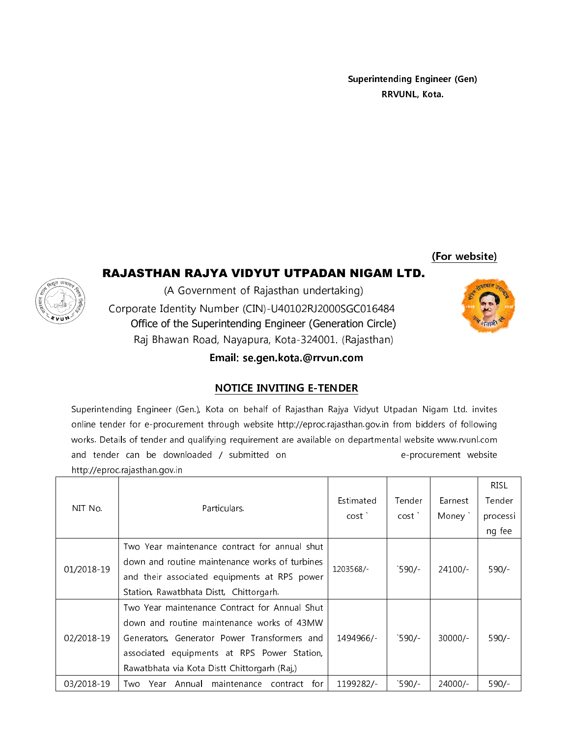**Superintending Engineer (Gen)**
**RRVUNL, Kota.**

**(For website)**

# RAJASTHAN RAJYA VIDYUT UTPADAN NIGAM LTD.

(A Government of Rajasthan undertaking)

Corporate Identity Number (CIN)-U40102RJ2000SGC016484

Office of the Superintending Engineer (Generation Circle)

Raj Bhawan Road, Nayapura, Kota-324001. (Rajasthan)

**Email: se.gen.kota.@rrvun.com**

## NOTICE INVITING E-TENDER

Superintending Engineer (Gen.), Kota on behalf of Rajasthan Rajya Vidyut Utpadan Nigam Ltd. invites online tender for e-procurement through website http://eproc.rajasthan.gov.in from bidders of following works. Details of tender and qualifying requirement are available on departmental website www.rvunl.com and tender can be downloaded / submitted on e-procurement website http://eproc.rajasthan.gov.in

| NIT No. | Particulars. | Estimated cost ` | Tender cost ` | Earnest Money ` | RISL Tender processing fee |
|---|---|---|---|---|---|
| 01/2018-19 | Two Year maintenance contract for annual shut down and routine maintenance works of turbines and their associated equipments at RPS power Station, Rawatbhata Distt, Chittorgarh. | 1203568/- | `590/- | 24100/- | 590/- |
| 02/2018-19 | Two Year maintenance Contract for Annual Shut down and routine maintenance works of 43MW Generators, Generator Power Transformers and associated equipments at RPS Power Station, Rawatbhata via Kota Distt Chittorgarh (Raj,) | 1494966/- | `590/- | 30000/- | 590/- |
| 03/2018-19 | Two Year Annual maintenance contract for | 1199282/- | `590/- | 24000/- | 590/- |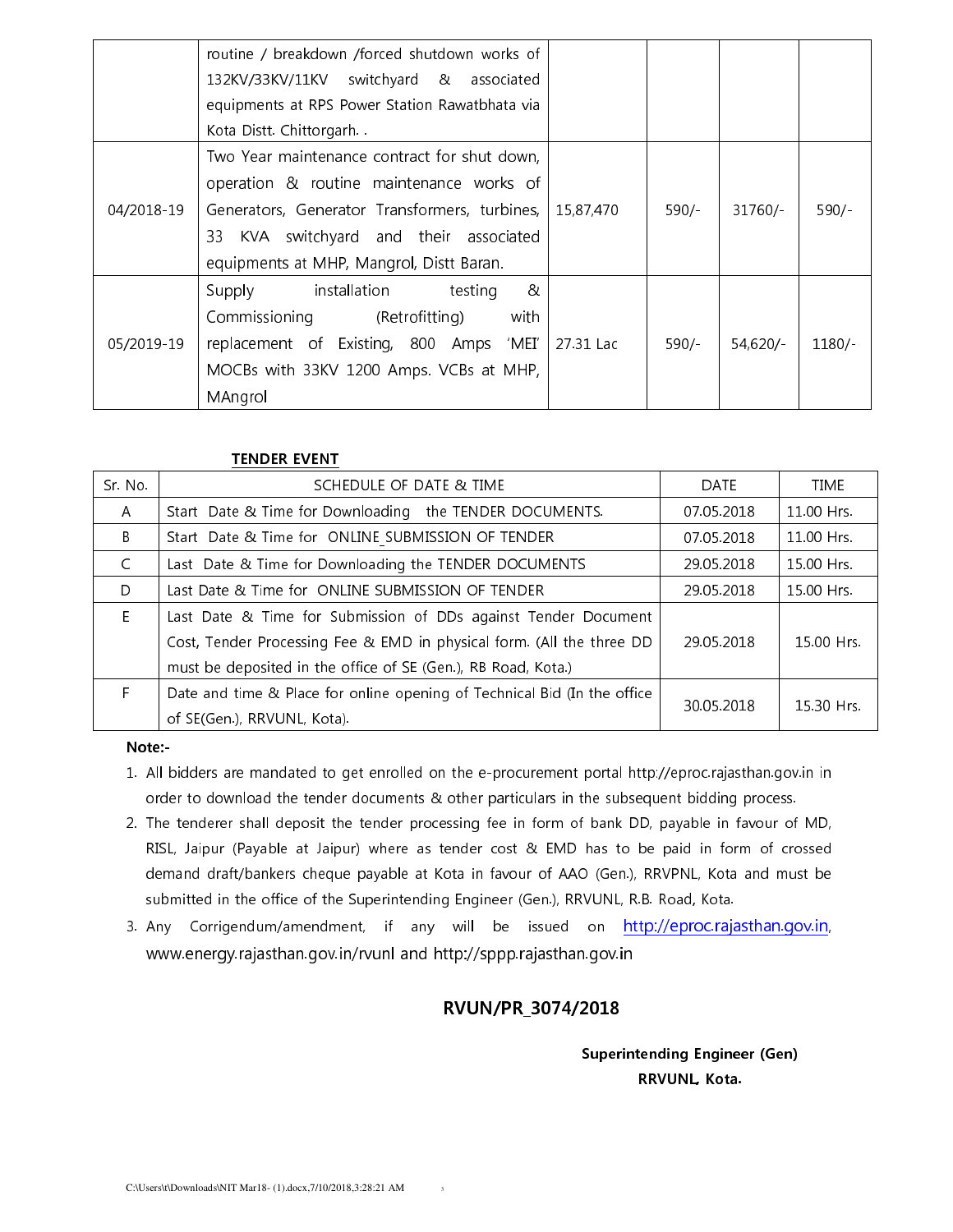| | | | | | |
|---|---|---|---|---|---|
| | routine / breakdown /forced shutdown works of 132KV/33KV/11KV switchyard & associated equipments at RPS Power Station Rawatbhata via Kota Distt. Chittorgarh. . | | | | |
| 04/2018-19 | Two Year maintenance contract for shut down, operation & routine maintenance works of Generators, Generator Transformers, turbines, 33 KVA switchyard and their associated equipments at MHP, Mangrol, Distt Baran. | 15,87,470 | 590/- | 31760/- | 590/- |
| 05/2019-19 | Supply installation testing & Commissioning (Retrofitting) with replacement of Existing, 800 Amps 'MEI' MOCBs with 33KV 1200 Amps. VCBs at MHP, MAngrol | 27.31 Lac | 590/- | 54,620/- | 1180/- |

**TENDER EVENT**

| Sr. No. | SCHEDULE OF DATE & TIME | DATE | TIME |
|---|---|---|---|
| A | Start Date & Time for Downloading the TENDER DOCUMENTS. | 07.05.2018 | 11.00 Hrs. |
| B | Start Date & Time for ONLINE_SUBMISSION OF TENDER | 07.05.2018 | 11.00 Hrs. |
| C | Last Date & Time for Downloading the TENDER DOCUMENTS | 29.05.2018 | 15.00 Hrs. |
| D | Last Date & Time for ONLINE SUBMISSION OF TENDER | 29.05.2018 | 15.00 Hrs. |
| E | Last Date & Time for Submission of DDs against Tender Document Cost, Tender Processing Fee & EMD in physical form. (All the three DD must be deposited in the office of SE (Gen.), RB Road, Kota.) | 29.05.2018 | 15.00 Hrs. |
| F | Date and time & Place for online opening of Technical Bid (In the office of SE(Gen.), RRVUNL, Kota). | 30.05.2018 | 15.30 Hrs. |

**Note:-**

1. All bidders are mandated to get enrolled on the e-procurement portal http://eproc.rajasthan.gov.in in order to download the tender documents & other particulars in the subsequent bidding process.
2. The tenderer shall deposit the tender processing fee in form of bank DD, payable in favour of MD, RISL, Jaipur (Payable at Jaipur) where as tender cost & EMD has to be paid in form of crossed demand draft/bankers cheque payable at Kota in favour of AAO (Gen.), RRVPNL, Kota and must be submitted in the office of the Superintending Engineer (Gen.), RRVUNL, R.B. Road, Kota.
3. Any Corrigendum/amendment, if any will be issued on http://eproc.rajasthan.gov.in, www.energy.rajasthan.gov.in/rvunl and http://sppp.rajasthan.gov.in

**RVUN/PR_3074/2018**

**Superintending Engineer (Gen)**
**RRVUNL, Kota.**